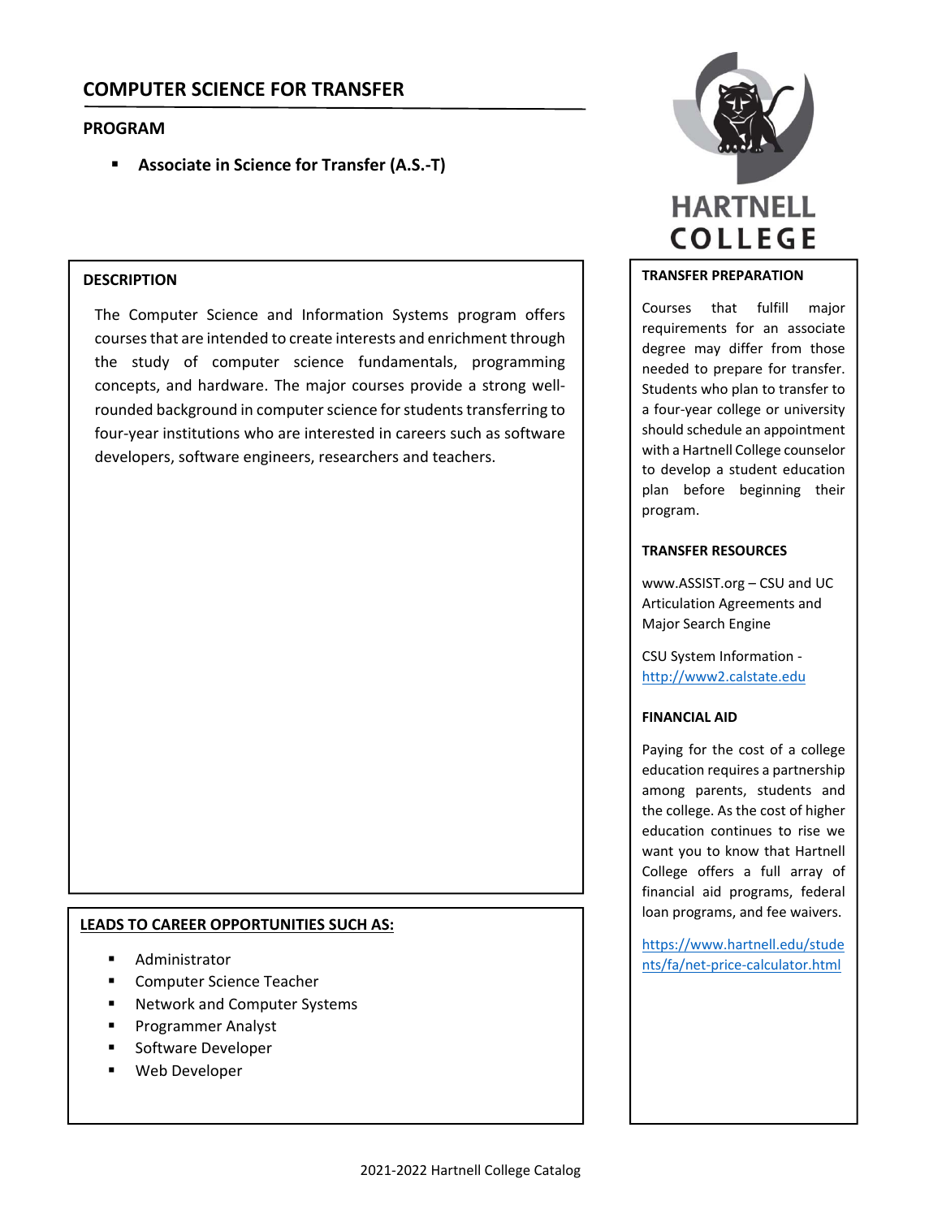# COMPUTER SCIENCE FOR TRANSFER

## PROGRAM

- **Associate in Science for Transfer (A.S.-T)**

HARTNELL COLLEGE

### DESCRIPTION

The Computer Science and Information Systems program offers courses that are intended to create interests and enrichment through the study of computer science fundamentals, programming concepts, and hardware. The major courses provide a strong well-rounded background in computer science for students transferring to four-year institutions who are interested in careers such as software developers, software engineers, researchers and teachers.

### LEADS TO CAREER OPPORTUNITIES SUCH AS:

- Administrator
- Computer Science Teacher
- Network and Computer Systems
- Programmer Analyst
- Software Developer
- Web Developer

### TRANSFER PREPARATION

Courses that fulfill major requirements for an associate degree may differ from those needed to prepare for transfer. Students who plan to transfer to a four-year college or university should schedule an appointment with a Hartnell College counselor to develop a student education plan before beginning their program.

### TRANSFER RESOURCES

www.ASSIST.org – CSU and UC Articulation Agreements and Major Search Engine

CSU System Information - http://www2.calstate.edu

### FINANCIAL AID

Paying for the cost of a college education requires a partnership among parents, students and the college. As the cost of higher education continues to rise we want you to know that Hartnell College offers a full array of financial aid programs, federal loan programs, and fee waivers.

https://www.hartnell.edu/students/fa/net-price-calculator.html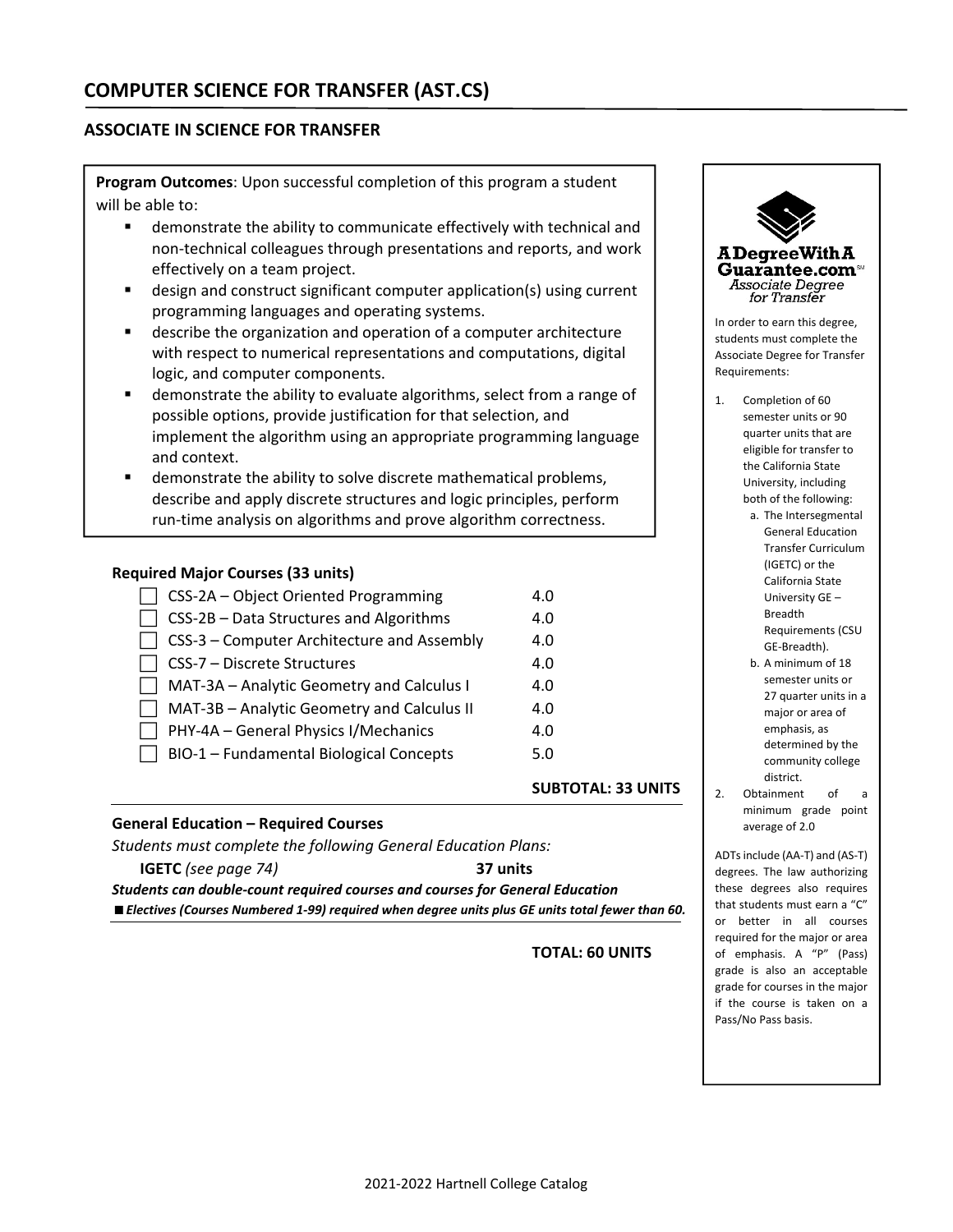# COMPUTER SCIENCE FOR TRANSFER (AST.CS)

## ASSOCIATE IN SCIENCE FOR TRANSFER

**Program Outcomes**: Upon successful completion of this program a student will be able to:

- demonstrate the ability to communicate effectively with technical and non-technical colleagues through presentations and reports, and work effectively on a team project.
- design and construct significant computer application(s) using current programming languages and operating systems.
- describe the organization and operation of a computer architecture with respect to numerical representations and computations, digital logic, and computer components.
- demonstrate the ability to evaluate algorithms, select from a range of possible options, provide justification for that selection, and implement the algorithm using an appropriate programming language and context.
- demonstrate the ability to solve discrete mathematical problems, describe and apply discrete structures and logic principles, perform run-time analysis on algorithms and prove algorithm correctness.

### Required Major Courses (33 units)

| | |
|---|---|
| ☐ CSS-2A – Object Oriented Programming | 4.0 |
| ☐ CSS-2B – Data Structures and Algorithms | 4.0 |
| ☐ CSS-3 – Computer Architecture and Assembly | 4.0 |
| ☐ CSS-7 – Discrete Structures | 4.0 |
| ☐ MAT-3A – Analytic Geometry and Calculus I | 4.0 |
| ☐ MAT-3B – Analytic Geometry and Calculus II | 4.0 |
| ☐ PHY-4A – General Physics I/Mechanics | 4.0 |
| ☐ BIO-1 – Fundamental Biological Concepts | 5.0 |

**SUBTOTAL: 33 UNITS**

### General Education – Required Courses

*Students must complete the following General Education Plans:*

**IGETC** *(see page 74)* **37 units**

***Students can double-count required courses and courses for General Education***

■ ***Electives (Courses Numbered 1-99) required when degree units plus GE units total fewer than 60.***

**TOTAL: 60 UNITS**

A Degree With A Guarantee.com
*Associate Degree for Transfer*

In order to earn this degree, students must complete the Associate Degree for Transfer Requirements:

1. Completion of 60 semester units or 90 quarter units that are eligible for transfer to the California State University, including both of the following:
   a. The Intersegmental General Education Transfer Curriculum (IGETC) or the California State University GE – Breadth Requirements (CSU GE-Breadth).
   b. A minimum of 18 semester units or 27 quarter units in a major or area of emphasis, as determined by the community college district.
2. Obtainment of a minimum grade point average of 2.0

ADTs include (AA-T) and (AS-T) degrees. The law authorizing these degrees also requires that students must earn a "C" or better in all courses required for the major or area of emphasis. A "P" (Pass) grade is also an acceptable grade for courses in the major if the course is taken on a Pass/No Pass basis.